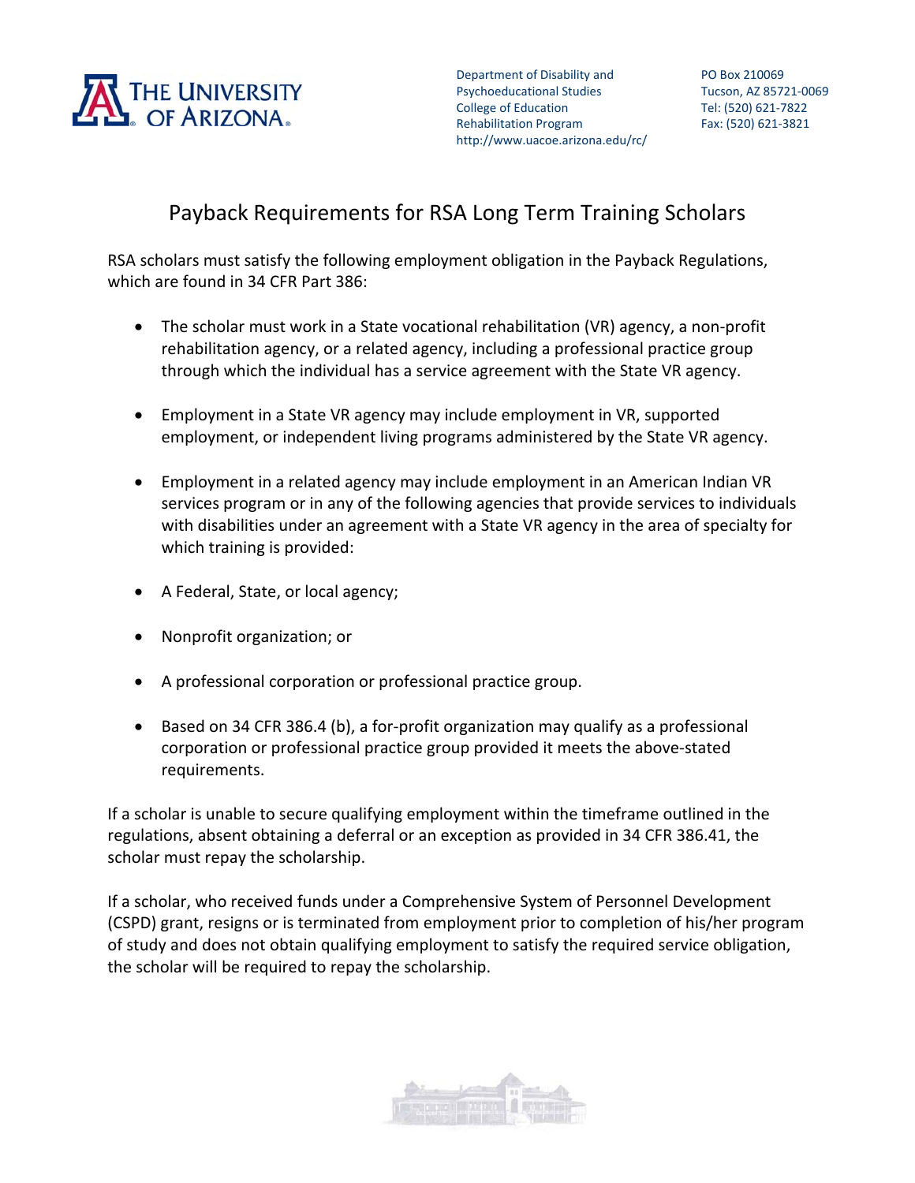Department of Disability and Psychoeducational Studies
College of Education
Rehabilitation Program
http://www.uacoe.arizona.edu/rc/

PO Box 210069
Tucson, AZ 85721-0069
Tel: (520) 621-7822
Fax: (520) 621-3821

# Payback Requirements for RSA Long Term Training Scholars

RSA scholars must satisfy the following employment obligation in the Payback Regulations, which are found in 34 CFR Part 386:

- The scholar must work in a State vocational rehabilitation (VR) agency, a non-profit rehabilitation agency, or a related agency, including a professional practice group through which the individual has a service agreement with the State VR agency.
- Employment in a State VR agency may include employment in VR, supported employment, or independent living programs administered by the State VR agency.
- Employment in a related agency may include employment in an American Indian VR services program or in any of the following agencies that provide services to individuals with disabilities under an agreement with a State VR agency in the area of specialty for which training is provided:
- A Federal, State, or local agency;
- Nonprofit organization; or
- A professional corporation or professional practice group.
- Based on 34 CFR 386.4 (b), a for-profit organization may qualify as a professional corporation or professional practice group provided it meets the above-stated requirements.

If a scholar is unable to secure qualifying employment within the timeframe outlined in the regulations, absent obtaining a deferral or an exception as provided in 34 CFR 386.41, the scholar must repay the scholarship.

If a scholar, who received funds under a Comprehensive System of Personnel Development (CSPD) grant, resigns or is terminated from employment prior to completion of his/her program of study and does not obtain qualifying employment to satisfy the required service obligation, the scholar will be required to repay the scholarship.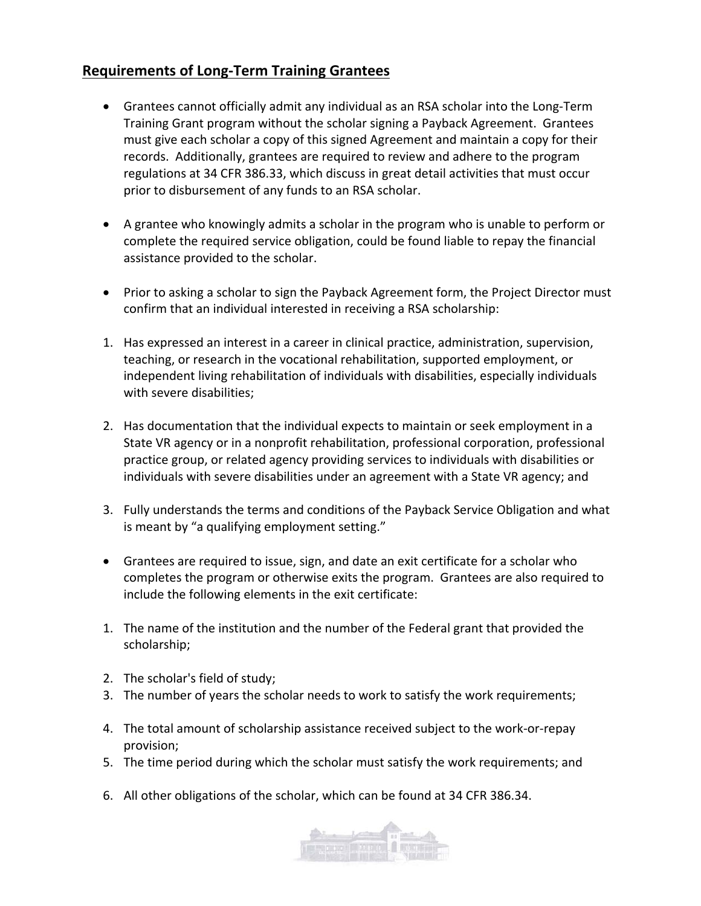## Requirements of Long-Term Training Grantees

- Grantees cannot officially admit any individual as an RSA scholar into the Long-Term Training Grant program without the scholar signing a Payback Agreement. Grantees must give each scholar a copy of this signed Agreement and maintain a copy for their records. Additionally, grantees are required to review and adhere to the program regulations at 34 CFR 386.33, which discuss in great detail activities that must occur prior to disbursement of any funds to an RSA scholar.

- A grantee who knowingly admits a scholar in the program who is unable to perform or complete the required service obligation, could be found liable to repay the financial assistance provided to the scholar.

- Prior to asking a scholar to sign the Payback Agreement form, the Project Director must confirm that an individual interested in receiving a RSA scholarship:

1. Has expressed an interest in a career in clinical practice, administration, supervision, teaching, or research in the vocational rehabilitation, supported employment, or independent living rehabilitation of individuals with disabilities, especially individuals with severe disabilities;

2. Has documentation that the individual expects to maintain or seek employment in a State VR agency or in a nonprofit rehabilitation, professional corporation, professional practice group, or related agency providing services to individuals with disabilities or individuals with severe disabilities under an agreement with a State VR agency; and

3. Fully understands the terms and conditions of the Payback Service Obligation and what is meant by "a qualifying employment setting."

- Grantees are required to issue, sign, and date an exit certificate for a scholar who completes the program or otherwise exits the program. Grantees are also required to include the following elements in the exit certificate:

1. The name of the institution and the number of the Federal grant that provided the scholarship;

2. The scholar's field of study;
3. The number of years the scholar needs to work to satisfy the work requirements;

4. The total amount of scholarship assistance received subject to the work-or-repay provision;
5. The time period during which the scholar must satisfy the work requirements; and

6. All other obligations of the scholar, which can be found at 34 CFR 386.34.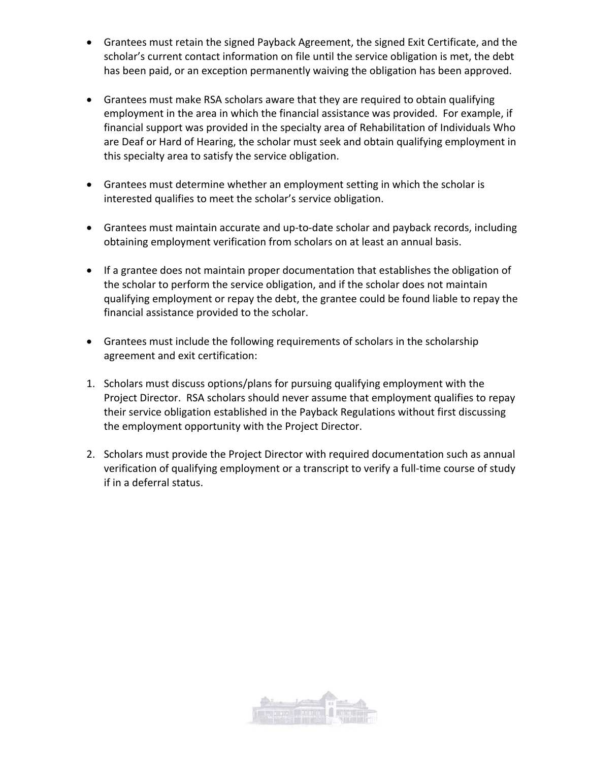- Grantees must retain the signed Payback Agreement, the signed Exit Certificate, and the scholar's current contact information on file until the service obligation is met, the debt has been paid, or an exception permanently waiving the obligation has been approved.

- Grantees must make RSA scholars aware that they are required to obtain qualifying employment in the area in which the financial assistance was provided. For example, if financial support was provided in the specialty area of Rehabilitation of Individuals Who are Deaf or Hard of Hearing, the scholar must seek and obtain qualifying employment in this specialty area to satisfy the service obligation.

- Grantees must determine whether an employment setting in which the scholar is interested qualifies to meet the scholar's service obligation.

- Grantees must maintain accurate and up-to-date scholar and payback records, including obtaining employment verification from scholars on at least an annual basis.

- If a grantee does not maintain proper documentation that establishes the obligation of the scholar to perform the service obligation, and if the scholar does not maintain qualifying employment or repay the debt, the grantee could be found liable to repay the financial assistance provided to the scholar.

- Grantees must include the following requirements of scholars in the scholarship agreement and exit certification:

1. Scholars must discuss options/plans for pursuing qualifying employment with the Project Director. RSA scholars should never assume that employment qualifies to repay their service obligation established in the Payback Regulations without first discussing the employment opportunity with the Project Director.

2. Scholars must provide the Project Director with required documentation such as annual verification of qualifying employment or a transcript to verify a full-time course of study if in a deferral status.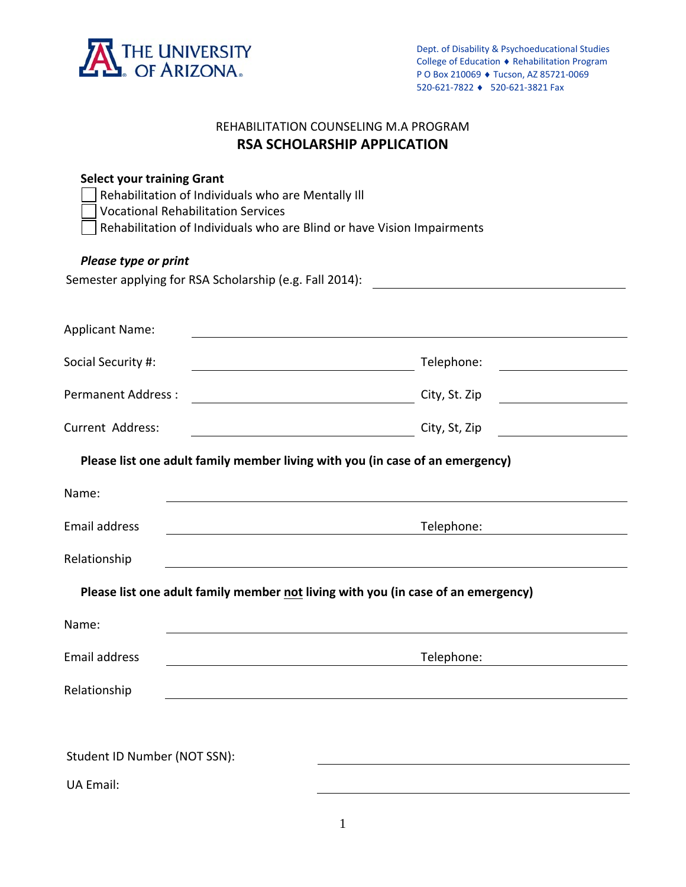THE UNIVERSITY OF ARIZONA

Dept. of Disability & Psychoeducational Studies
College of Education ♦ Rehabilitation Program
P O Box 210069 ♦ Tucson, AZ 85721-0069
520-621-7822 ♦ 520-621-3821 Fax

REHABILITATION COUNSELING M.A PROGRAM

# RSA SCHOLARSHIP APPLICATION

**Select your training Grant**

- ☐ Rehabilitation of Individuals who are Mentally Ill
- ☐ Vocational Rehabilitation Services
- ☐ Rehabilitation of Individuals who are Blind or have Vision Impairments

***Please type or print***

Semester applying for RSA Scholarship (e.g. Fall 2014): ______________________

Applicant Name: ______________________

Social Security #: ______________________ Telephone: ______________________

Permanent Address : ______________________ City, St. Zip ______________________

Current Address: ______________________ City, St, Zip ______________________

**Please list one adult family member living with you (in case of an emergency)**

Name: ______________________

Email address ______________________ Telephone: ______________________

Relationship ______________________

**Please list one adult family member not living with you (in case of an emergency)**

Name: ______________________

Email address ______________________ Telephone: ______________________

Relationship ______________________

Student ID Number (NOT SSN): ______________________

UA Email: ______________________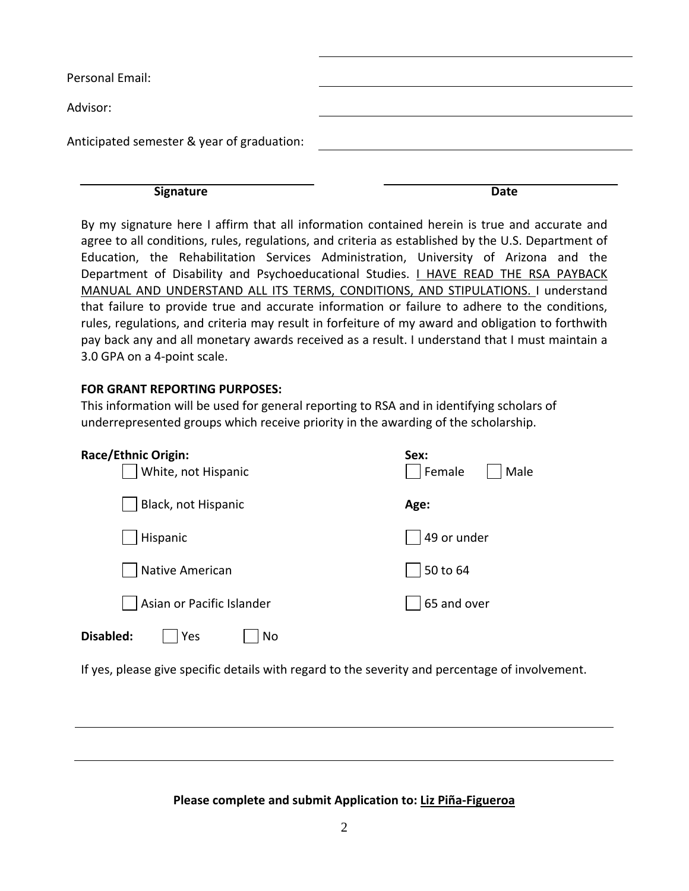Personal Email: ______________________________

Advisor: ______________________________

Anticipated semester & year of graduation: ______________________________

______________________________ ______________________________

**Signature** **Date**

By my signature here I affirm that all information contained herein is true and accurate and agree to all conditions, rules, regulations, and criteria as established by the U.S. Department of Education, the Rehabilitation Services Administration, University of Arizona and the Department of Disability and Psychoeducational Studies. <u>I HAVE READ THE RSA PAYBACK MANUAL AND UNDERSTAND ALL ITS TERMS, CONDITIONS, AND STIPULATIONS.</u> I understand that failure to provide true and accurate information or failure to adhere to the conditions, rules, regulations, and criteria may result in forfeiture of my award and obligation to forthwith pay back any and all monetary awards received as a result. I understand that I must maintain a 3.0 GPA on a 4-point scale.

**FOR GRANT REPORTING PURPOSES:**

This information will be used for general reporting to RSA and in identifying scholars of underrepresented groups which receive priority in the awarding of the scholarship.

**Race/Ethnic Origin:**

- ☐ White, not Hispanic
- ☐ Black, not Hispanic
- ☐ Hispanic
- ☐ Native American
- ☐ Asian or Pacific Islander

**Sex:**

☐ Female ☐ Male

**Age:**

- ☐ 49 or under
- ☐ 50 to 64
- ☐ 65 and over

**Disabled:** ☐ Yes ☐ No

If yes, please give specific details with regard to the severity and percentage of involvement.

______________________________________________________________________

______________________________________________________________________

**Please complete and submit Application to: <u>Liz Piña-Figueroa</u>**